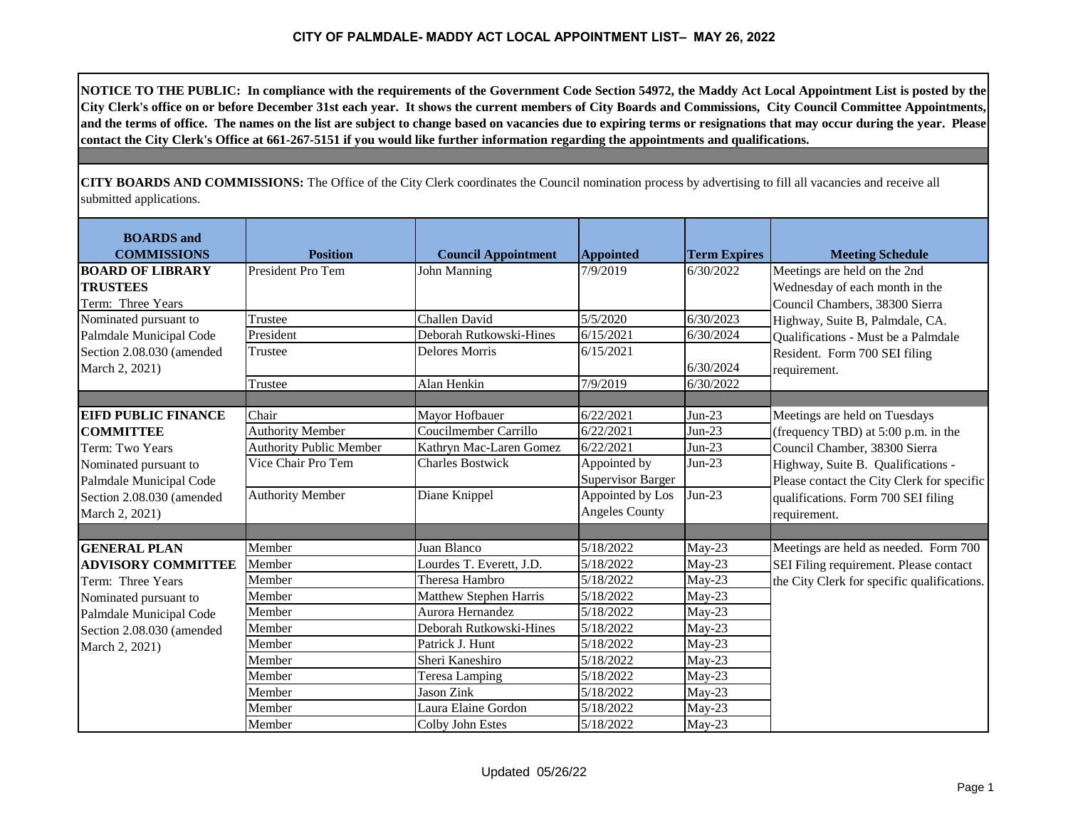# CITY OF PALMDALE- MADDY ACT LOCAL APPOINTMENT LIST– MAY 26, 2022

**NOTICE TO THE PUBLIC: In compliance with the requirements of the Government Code Section 54972, the Maddy Act Local Appointment List is posted by the City Clerk's office on or before December 31st each year. It shows the current members of City Boards and Commissions, City Council Committee Appointments, and the terms of office. The names on the list are subject to change based on vacancies due to expiring terms or resignations that may occur during the year. Please contact the City Clerk's Office at 661-267-5151 if you would like further information regarding the appointments and qualifications.**

**CITY BOARDS AND COMMISSIONS:** The Office of the City Clerk coordinates the Council nomination process by advertising to fill all vacancies and receive all submitted applications.

| BOARDS and COMMISSIONS | Position | Council Appointment | Appointed | Term Expires | Meeting Schedule |
|---|---|---|---|---|---|
| **BOARD OF LIBRARY TRUSTEES** Term: Three Years | President Pro Tem | John Manning | 7/9/2019 | 6/30/2022 | Meetings are held on the 2nd Wednesday of each month in the Council Chambers, 38300 Sierra Highway, Suite B, Palmdale, CA. Qualifications - Must be a Palmdale Resident. Form 700 SEI filing requirement. |
| Nominated pursuant to Palmdale Municipal Code Section 2.08.030 (amended March 2, 2021) | Trustee | Challen David | 5/5/2020 | 6/30/2023 | |
| | President | Deborah Rutkowski-Hines | 6/15/2021 | 6/30/2024 | |
| | Trustee | Delores Morris | 6/15/2021 | 6/30/2024 | |
| | Trustee | Alan Henkin | 7/9/2019 | 6/30/2022 | |
| | | | | | |
| **EIFD PUBLIC FINANCE COMMITTEE** Term: Two Years Nominated pursuant to Palmdale Municipal Code Section 2.08.030 (amended March 2, 2021) | Chair | Mayor Hofbauer | 6/22/2021 | Jun-23 | Meetings are held on Tuesdays (frequency TBD) at 5:00 p.m. in the Council Chamber, 38300 Sierra Highway, Suite B. Qualifications - Please contact the City Clerk for specific qualifications. Form 700 SEI filing requirement. |
| | Authority Member | Coucilmember Carrillo | 6/22/2021 | Jun-23 | |
| | Authority Public Member | Kathryn Mac-Laren Gomez | 6/22/2021 | Jun-23 | |
| | Vice Chair Pro Tem | Charles Bostwick | Appointed by Supervisor Barger | Jun-23 | |
| | Authority Member | Diane Knippel | Appointed by Los Angeles County | Jun-23 | |
| | | | | | |
| **GENERAL PLAN ADVISORY COMMITTEE** Term: Three Years Nominated pursuant to Palmdale Municipal Code Section 2.08.030 (amended March 2, 2021) | Member | Juan Blanco | 5/18/2022 | May-23 | Meetings are held as needed. Form 700 SEI Filing requirement. Please contact the City Clerk for specific qualifications. |
| | Member | Lourdes T. Everett, J.D. | 5/18/2022 | May-23 | |
| | Member | Theresa Hambro | 5/18/2022 | May-23 | |
| | Member | Matthew Stephen Harris | 5/18/2022 | May-23 | |
| | Member | Aurora Hernandez | 5/18/2022 | May-23 | |
| | Member | Deborah Rutkowski-Hines | 5/18/2022 | May-23 | |
| | Member | Patrick J. Hunt | 5/18/2022 | May-23 | |
| | Member | Sheri Kaneshiro | 5/18/2022 | May-23 | |
| | Member | Teresa Lamping | 5/18/2022 | May-23 | |
| | Member | Jason Zink | 5/18/2022 | May-23 | |
| | Member | Laura Elaine Gordon | 5/18/2022 | May-23 | |
| | Member | Colby John Estes | 5/18/2022 | May-23 | |

Updated 05/26/22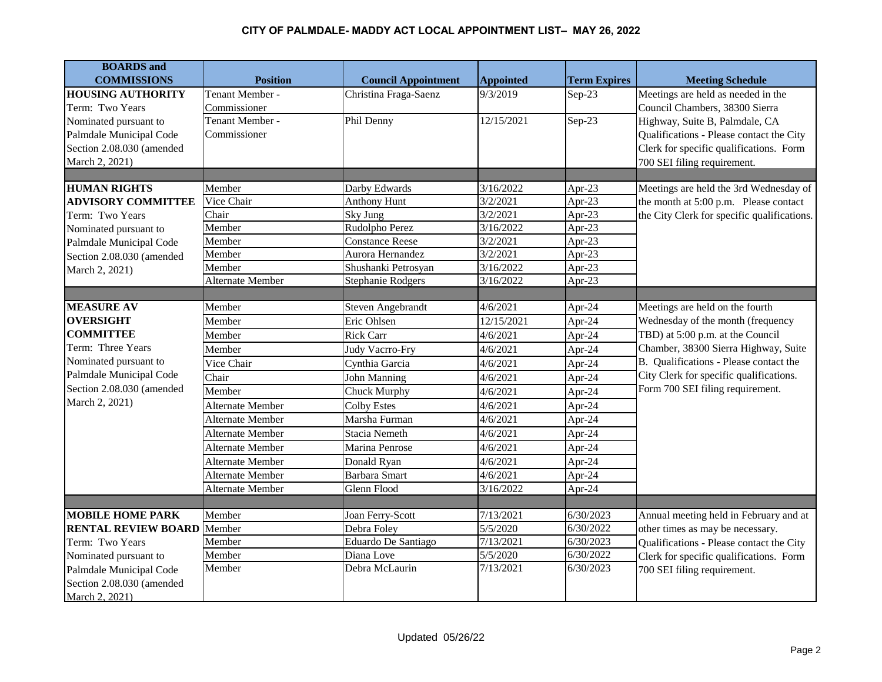# CITY OF PALMDALE- MADDY ACT LOCAL APPOINTMENT LIST– MAY 26, 2022

| BOARDS and COMMISSIONS | Position | Council Appointment | Appointed | Term Expires | Meeting Schedule |
|---|---|---|---|---|---|
| **HOUSING AUTHORITY** Term: Two Years Nominated pursuant to Palmdale Municipal Code Section 2.08.030 (amended March 2, 2021) | Tenant Member - Commissioner | Christina Fraga-Saenz | 9/3/2019 | Sep-23 | Meetings are held as needed in the Council Chambers, 38300 Sierra Highway, Suite B, Palmdale, CA Qualifications - Please contact the City Clerk for specific qualifications. Form 700 SEI filing requirement. |
| | Tenant Member - Commissioner | Phil Denny | 12/15/2021 | Sep-23 | |
| | | | | | |
| **HUMAN RIGHTS ADVISORY COMMITTEE** Term: Two Years Nominated pursuant to Palmdale Municipal Code Section 2.08.030 (amended March 2, 2021) | Member | Darby Edwards | 3/16/2022 | Apr-23 | Meetings are held the 3rd Wednesday of the month at 5:00 p.m. Please contact the City Clerk for specific qualifications. |
| | Vice Chair | Anthony Hunt | 3/2/2021 | Apr-23 | |
| | Chair | Sky Jung | 3/2/2021 | Apr-23 | |
| | Member | Rudolpho Perez | 3/16/2022 | Apr-23 | |
| | Member | Constance Reese | 3/2/2021 | Apr-23 | |
| | Member | Aurora Hernandez | 3/2/2021 | Apr-23 | |
| | Member | Shushanki Petrosyan | 3/16/2022 | Apr-23 | |
| | Alternate Member | Stephanie Rodgers | 3/16/2022 | Apr-23 | |
| | | | | | |
| **MEASURE AV OVERSIGHT COMMITTEE** Term: Three Years Nominated pursuant to Palmdale Municipal Code Section 2.08.030 (amended March 2, 2021) | Member | Steven Angebrandt | 4/6/2021 | Apr-24 | Meetings are held on the fourth Wednesday of the month (frequency TBD) at 5:00 p.m. at the Council Chamber, 38300 Sierra Highway, Suite B. Qualifications - Please contact the City Clerk for specific qualifications. Form 700 SEI filing requirement. |
| | Member | Eric Ohlsen | 12/15/2021 | Apr-24 | |
| | Member | Rick Carr | 4/6/2021 | Apr-24 | |
| | Member | Judy Vacrro-Fry | 4/6/2021 | Apr-24 | |
| | Vice Chair | Cynthia Garcia | 4/6/2021 | Apr-24 | |
| | Chair | John Manning | 4/6/2021 | Apr-24 | |
| | Member | Chuck Murphy | 4/6/2021 | Apr-24 | |
| | Alternate Member | Colby Estes | 4/6/2021 | Apr-24 | |
| | Alternate Member | Marsha Furman | 4/6/2021 | Apr-24 | |
| | Alternate Member | Stacia Nemeth | 4/6/2021 | Apr-24 | |
| | Alternate Member | Marina Penrose | 4/6/2021 | Apr-24 | |
| | Alternate Member | Donald Ryan | 4/6/2021 | Apr-24 | |
| | Alternate Member | Barbara Smart | 4/6/2021 | Apr-24 | |
| | Alternate Member | Glenn Flood | 3/16/2022 | Apr-24 | |
| | | | | | |
| **MOBILE HOME PARK RENTAL REVIEW BOARD** Term: Two Years Nominated pursuant to Palmdale Municipal Code Section 2.08.030 (amended March 2, 2021) | Member | Joan Ferry-Scott | 7/13/2021 | 6/30/2023 | Annual meeting held in February and at other times as may be necessary. Qualifications - Please contact the City Clerk for specific qualifications. Form 700 SEI filing requirement. |
| | Member | Debra Foley | 5/5/2020 | 6/30/2022 | |
| | Member | Eduardo De Santiago | 7/13/2021 | 6/30/2023 | |
| | Member | Diana Love | 5/5/2020 | 6/30/2022 | |
| | Member | Debra McLaurin | 7/13/2021 | 6/30/2023 | |

Updated 05/26/22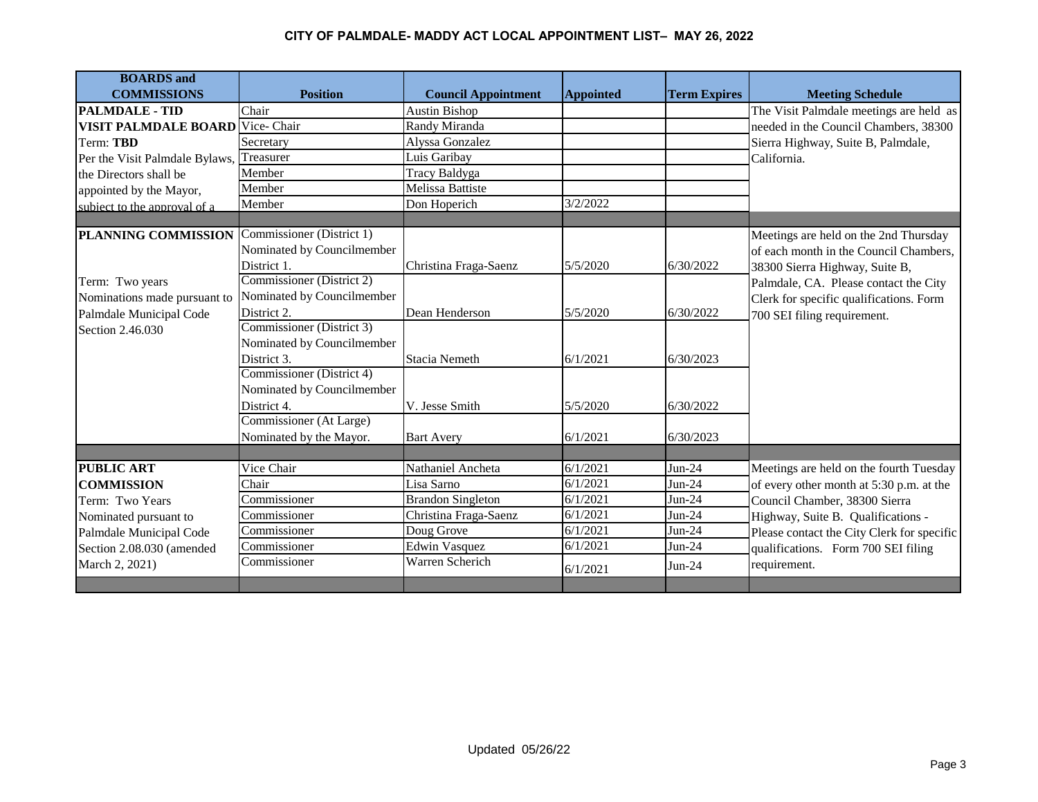**CITY OF PALMDALE- MADDY ACT LOCAL APPOINTMENT LIST– MAY 26, 2022**

| BOARDS and COMMISSIONS | Position | Council Appointment | Appointed | Term Expires | Meeting Schedule |
|---|---|---|---|---|---|
| **PALMDALE - TID** | Chair | Austin Bishop | | | The Visit Palmdale meetings are held as needed in the Council Chambers, 38300 Sierra Highway, Suite B, Palmdale, California. |
| **VISIT PALMDALE BOARD** | Vice- Chair | Randy Miranda | | | |
| Term: **TBD** | Secretary | Alyssa Gonzalez | | | |
| Per the Visit Palmdale Bylaws, | Treasurer | Luis Garibay | | | |
| the Directors shall be | Member | Tracy Baldyga | | | |
| appointed by the Mayor, | Member | Melissa Battiste | | | |
| subject to the approval of a | Member | Don Hoperich | 3/2/2022 | | |
| | | | | | |
| **PLANNING COMMISSION** | Commissioner (District 1) Nominated by Councilmember District 1. | Christina Fraga-Saenz | 5/5/2020 | 6/30/2022 | Meetings are held on the 2nd Thursday of each month in the Council Chambers, 38300 Sierra Highway, Suite B, Palmdale, CA. Please contact the City Clerk for specific qualifications. Form 700 SEI filing requirement. |
| Term: Two years Nominations made pursuant to Palmdale Municipal Code Section 2.46.030 | Commissioner (District 2) Nominated by Councilmember District 2. | Dean Henderson | 5/5/2020 | 6/30/2022 | |
| | Commissioner (District 3) Nominated by Councilmember District 3. | Stacia Nemeth | 6/1/2021 | 6/30/2023 | |
| | Commissioner (District 4) Nominated by Councilmember District 4. | V. Jesse Smith | 5/5/2020 | 6/30/2022 | |
| | Commissioner (At Large) Nominated by the Mayor. | Bart Avery | 6/1/2021 | 6/30/2023 | |
| | | | | | |
| **PUBLIC ART** | Vice Chair | Nathaniel Ancheta | 6/1/2021 | Jun-24 | Meetings are held on the fourth Tuesday of every other month at 5:30 p.m. at the Council Chamber, 38300 Sierra Highway, Suite B. Qualifications - Please contact the City Clerk for specific qualifications. Form 700 SEI filing requirement. |
| **COMMISSION** | Chair | Lisa Sarno | 6/1/2021 | Jun-24 | |
| Term: Two Years | Commissioner | Brandon Singleton | 6/1/2021 | Jun-24 | |
| Nominated pursuant to | Commissioner | Christina Fraga-Saenz | 6/1/2021 | Jun-24 | |
| Palmdale Municipal Code | Commissioner | Doug Grove | 6/1/2021 | Jun-24 | |
| Section 2.08.030 (amended | Commissioner | Edwin Vasquez | 6/1/2021 | Jun-24 | |
| March 2, 2021) | Commissioner | Warren Scherich | 6/1/2021 | Jun-24 | |

Updated 05/26/22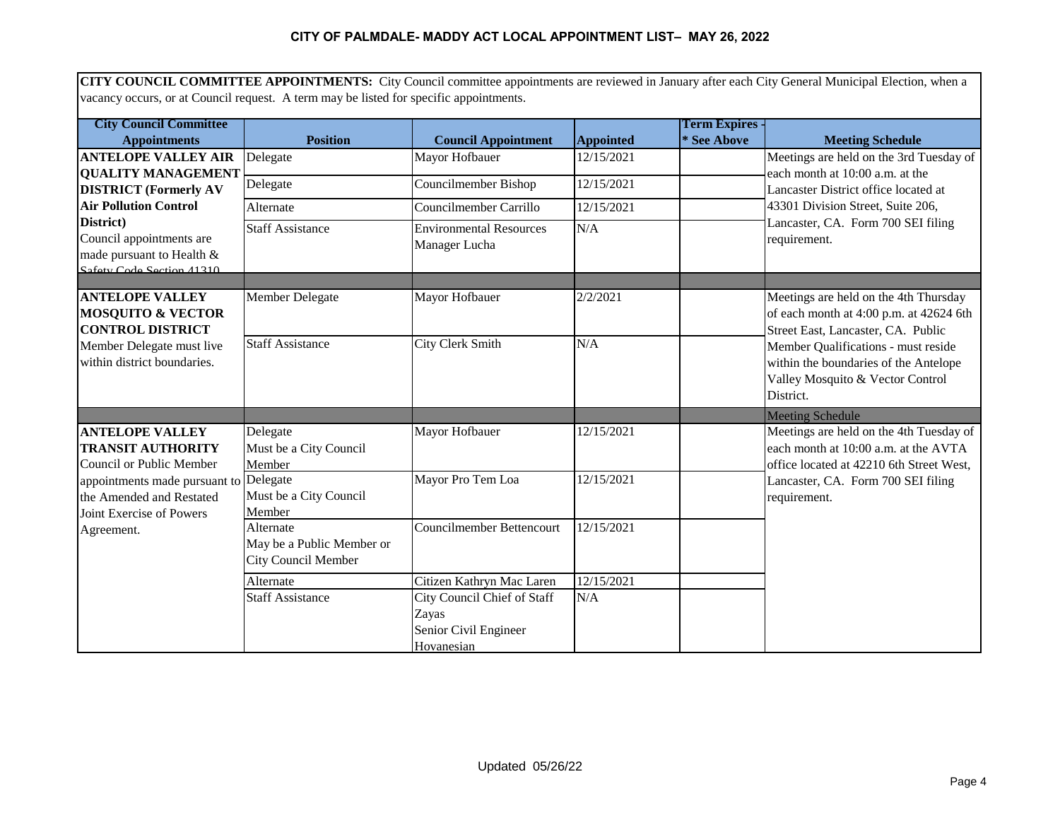# CITY OF PALMDALE- MADDY ACT LOCAL APPOINTMENT LIST– MAY 26, 2022

**CITY COUNCIL COMMITTEE APPOINTMENTS:** City Council committee appointments are reviewed in January after each City General Municipal Election, when a vacancy occurs, or at Council request. A term may be listed for specific appointments.

| City Council Committee Appointments | Position | Council Appointment | Appointed | Term Expires - * See Above | Meeting Schedule |
|---|---|---|---|---|---|
| **ANTELOPE VALLEY AIR QUALITY MANAGEMENT DISTRICT (Formerly AV Air Pollution Control District)** Council appointments are made pursuant to Health & Safety Code Section 41310 | Delegate | Mayor Hofbauer | 12/15/2021 | | Meetings are held on the 3rd Tuesday of each month at 10:00 a.m. at the Lancaster District office located at 43301 Division Street, Suite 206, Lancaster, CA. Form 700 SEI filing requirement. |
| | Delegate | Councilmember Bishop | 12/15/2021 | | |
| | Alternate | Councilmember Carrillo | 12/15/2021 | | |
| | Staff Assistance | Environmental Resources Manager Lucha | N/A | | |
| | | | | | |
| **ANTELOPE VALLEY MOSQUITO & VECTOR CONTROL DISTRICT** Member Delegate must live within district boundaries. | Member Delegate | Mayor Hofbauer | 2/2/2021 | | Meetings are held on the 4th Thursday of each month at 4:00 p.m. at 42624 6th Street East, Lancaster, CA. Public Member Qualifications - must reside within the boundaries of the Antelope Valley Mosquito & Vector Control District. |
| | Staff Assistance | City Clerk Smith | N/A | | |
| | | | | | Meeting Schedule |
| **ANTELOPE VALLEY TRANSIT AUTHORITY** Council or Public Member appointments made pursuant to the Amended and Restated Joint Exercise of Powers Agreement. | Delegate Must be a City Council Member | Mayor Hofbauer | 12/15/2021 | | Meetings are held on the 4th Tuesday of each month at 10:00 a.m. at the AVTA office located at 42210 6th Street West, Lancaster, CA. Form 700 SEI filing requirement. |
| | Delegate Must be a City Council Member | Mayor Pro Tem Loa | 12/15/2021 | | |
| | Alternate May be a Public Member or City Council Member | Councilmember Bettencourt | 12/15/2021 | | |
| | Alternate | Citizen Kathryn Mac Laren | 12/15/2021 | | |
| | Staff Assistance | City Council Chief of Staff Zayas<br>Senior Civil Engineer Hovanesian | N/A | | |

Updated 05/26/22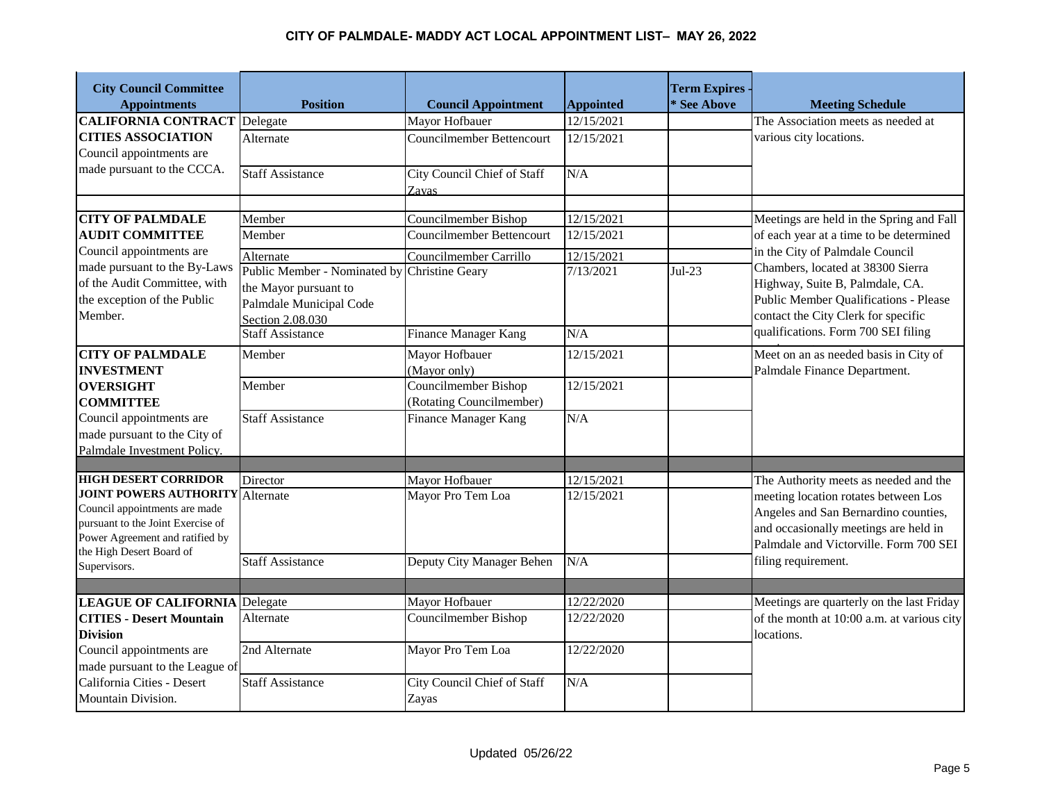# CITY OF PALMDALE- MADDY ACT LOCAL APPOINTMENT LIST– MAY 26, 2022

| City Council Committee Appointments | Position | Council Appointment | Appointed | Term Expires - * See Above | Meeting Schedule |
|---|---|---|---|---|---|
| **CALIFORNIA CONTRACT CITIES ASSOCIATION** Council appointments are made pursuant to the CCCA. | Delegate | Mayor Hofbauer | 12/15/2021 | | The Association meets as needed at various city locations. |
| | Alternate | Councilmember Bettencourt | 12/15/2021 | | |
| | Staff Assistance | City Council Chief of Staff Zayas | N/A | | |
| | | | | | |
| **CITY OF PALMDALE AUDIT COMMITTEE** Council appointments are made pursuant to the By-Laws of the Audit Committee, with the exception of the Public Member. | Member | Councilmember Bishop | 12/15/2021 | | Meetings are held in the Spring and Fall of each year at a time to be determined in the City of Palmdale Council Chambers, located at 38300 Sierra Highway, Suite B, Palmdale, CA. Public Member Qualifications - Please contact the City Clerk for specific qualifications. Form 700 SEI filing |
| | Member | Councilmember Bettencourt | 12/15/2021 | | |
| | Alternate | Councilmember Carrillo | 12/15/2021 | | |
| | Public Member - Nominated by the Mayor pursuant to Palmdale Municipal Code Section 2.08.030 | Christine Geary | 7/13/2021 | Jul-23 | |
| | Staff Assistance | Finance Manager Kang | N/A | | |
| **CITY OF PALMDALE INVESTMENT OVERSIGHT COMMITTEE** Council appointments are made pursuant to the City of Palmdale Investment Policy. | Member | Mayor Hofbauer (Mayor only) | 12/15/2021 | | Meet on an as needed basis in City of Palmdale Finance Department. |
| | Member | Councilmember Bishop (Rotating Councilmember) | 12/15/2021 | | |
| | Staff Assistance | Finance Manager Kang | N/A | | |
| | | | | | |
| **HIGH DESERT CORRIDOR JOINT POWERS AUTHORITY** Council appointments are made pursuant to the Joint Exercise of Power Agreement and ratified by the High Desert Board of Supervisors. | Director | Mayor Hofbauer | 12/15/2021 | | The Authority meets as needed and the meeting location rotates between Los Angeles and San Bernardino counties, and occasionally meetings are held in Palmdale and Victorville. Form 700 SEI filing requirement. |
| | Alternate | Mayor Pro Tem Loa | 12/15/2021 | | |
| | Staff Assistance | Deputy City Manager Behen | N/A | | |
| | | | | | |
| **LEAGUE OF CALIFORNIA CITIES - Desert Mountain Division** Council appointments are made pursuant to the League of California Cities - Desert Mountain Division. | Delegate | Mayor Hofbauer | 12/22/2020 | | Meetings are quarterly on the last Friday of the month at 10:00 a.m. at various city locations. |
| | Alternate | Councilmember Bishop | 12/22/2020 | | |
| | 2nd Alternate | Mayor Pro Tem Loa | 12/22/2020 | | |
| | Staff Assistance | City Council Chief of Staff Zayas | N/A | | |

Updated 05/26/22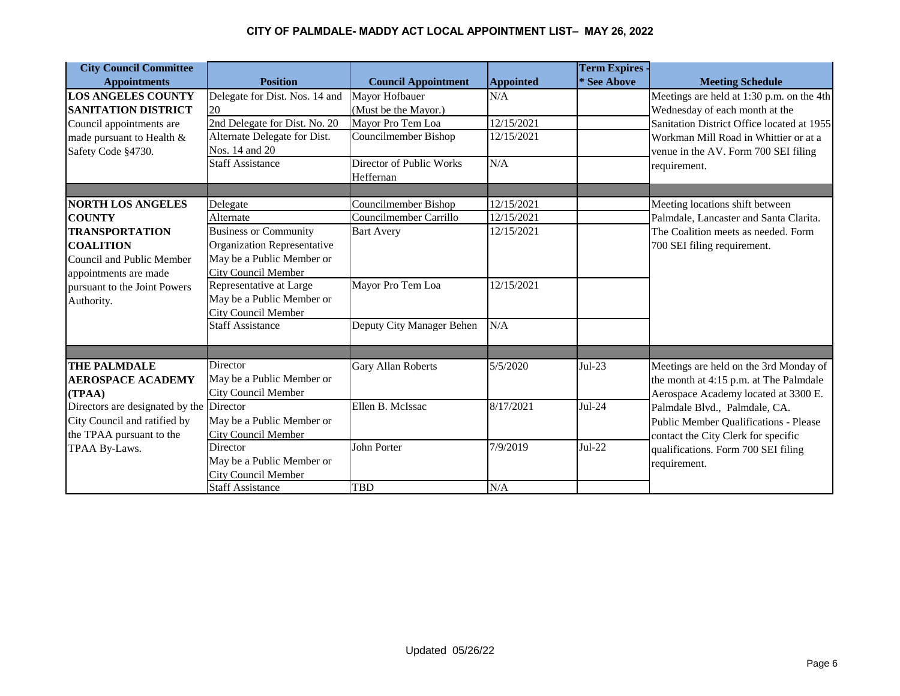# CITY OF PALMDALE- MADDY ACT LOCAL APPOINTMENT LIST– MAY 26, 2022

| City Council Committee Appointments | Position | Council Appointment | Appointed | Term Expires - * See Above | Meeting Schedule |
|---|---|---|---|---|---|
| **LOS ANGELES COUNTY SANITATION DISTRICT** Council appointments are made pursuant to Health & Safety Code §4730. | Delegate for Dist. Nos. 14 and 20 | Mayor Hofbauer (Must be the Mayor.) | N/A | | Meetings are held at 1:30 p.m. on the 4th Wednesday of each month at the Sanitation District Office located at 1955 Workman Mill Road in Whittier or at a venue in the AV. Form 700 SEI filing requirement. |
| | 2nd Delegate for Dist. No. 20 | Mayor Pro Tem Loa | 12/15/2021 | | |
| | Alternate Delegate for Dist. Nos. 14 and 20 | Councilmember Bishop | 12/15/2021 | | |
| | Staff Assistance | Director of Public Works Heffernan | N/A | | |
| | | | | | |
| **NORTH LOS ANGELES COUNTY TRANSPORTATION COALITION** Council and Public Member appointments are made pursuant to the Joint Powers Authority. | Delegate | Councilmember Bishop | 12/15/2021 | | Meeting locations shift between Palmdale, Lancaster and Santa Clarita. The Coalition meets as needed. Form 700 SEI filing requirement. |
| | Alternate | Councilmember Carrillo | 12/15/2021 | | |
| | Business or Community Organization Representative May be a Public Member or City Council Member | Bart Avery | 12/15/2021 | | |
| | Representative at Large May be a Public Member or City Council Member | Mayor Pro Tem Loa | 12/15/2021 | | |
| | Staff Assistance | Deputy City Manager Behen | N/A | | |
| | | | | | |
| **THE PALMDALE AEROSPACE ACADEMY (TPAA)** Directors are designated by the City Council and ratified by the TPAA pursuant to the TPAA By-Laws. | Director May be a Public Member or City Council Member | Gary Allan Roberts | 5/5/2020 | Jul-23 | Meetings are held on the 3rd Monday of the month at 4:15 p.m. at The Palmdale Aerospace Academy located at 3300 E. Palmdale Blvd., Palmdale, CA. Public Member Qualifications - Please contact the City Clerk for specific qualifications. Form 700 SEI filing requirement. |
| | Director May be a Public Member or City Council Member | Ellen B. McIssac | 8/17/2021 | Jul-24 | |
| | Director May be a Public Member or City Council Member | John Porter | 7/9/2019 | Jul-22 | |
| | Staff Assistance | TBD | N/A | | |

Updated 05/26/22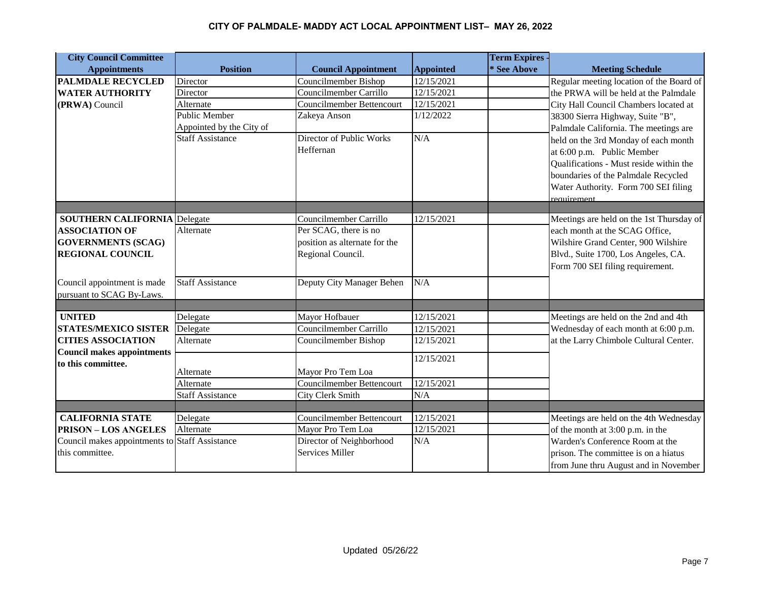# CITY OF PALMDALE- MADDY ACT LOCAL APPOINTMENT LIST– MAY 26, 2022

| City Council Committee Appointments | Position | Council Appointment | Appointed | Term Expires - * See Above | Meeting Schedule |
|---|---|---|---|---|---|
| **PALMDALE RECYCLED WATER AUTHORITY (PRWA)** Council | Director | Councilmember Bishop | 12/15/2021 | | Regular meeting location of the Board of the PRWA will be held at the Palmdale City Hall Council Chambers located at 38300 Sierra Highway, Suite "B", Palmdale California. The meetings are held on the 3rd Monday of each month at 6:00 p.m. Public Member Qualifications - Must reside within the boundaries of the Palmdale Recycled Water Authority. Form 700 SEI filing requirement. |
| | Director | Councilmember Carrillo | 12/15/2021 | | |
| | Alternate | Councilmember Bettencourt | 12/15/2021 | | |
| | Public Member Appointed by the City of | Zakeya Anson | 1/12/2022 | | |
| | Staff Assistance | Director of Public Works Heffernan | N/A | | |
| | | | | | |
| **SOUTHERN CALIFORNIA ASSOCIATION OF GOVERNMENTS (SCAG) REGIONAL COUNCIL** | Delegate | Councilmember Carrillo | 12/15/2021 | | Meetings are held on the 1st Thursday of each month at the SCAG Office, Wilshire Grand Center, 900 Wilshire Blvd., Suite 1700, Los Angeles, CA. Form 700 SEI filing requirement. |
| | Alternate | Per SCAG, there is no position as alternate for the Regional Council. | | | |
| Council appointment is made pursuant to SCAG By-Laws. | Staff Assistance | Deputy City Manager Behen | N/A | | |
| | | | | | |
| **UNITED STATES/MEXICO SISTER CITIES ASSOCIATION Council makes appointments to this committee.** | Delegate | Mayor Hofbauer | 12/15/2021 | | Meetings are held on the 2nd and 4th Wednesday of each month at 6:00 p.m. at the Larry Chimbole Cultural Center. |
| | Delegate | Councilmember Carrillo | 12/15/2021 | | |
| | Alternate | Councilmember Bishop | 12/15/2021 | | |
| | Alternate | Mayor Pro Tem Loa | 12/15/2021 | | |
| | Alternate | Councilmember Bettencourt | 12/15/2021 | | |
| | Staff Assistance | City Clerk Smith | N/A | | |
| | | | | | |
| **CALIFORNIA STATE PRISON – LOS ANGELES** | Delegate | Councilmember Bettencourt | 12/15/2021 | | Meetings are held on the 4th Wednesday of the month at 3:00 p.m. in the Warden's Conference Room at the prison. The committee is on a hiatus from June thru August and in November |
| Council makes appointments to this committee. | Alternate | Mayor Pro Tem Loa | 12/15/2021 | | |
| | Staff Assistance | Director of Neighborhood Services Miller | N/A | | |

Updated 05/26/22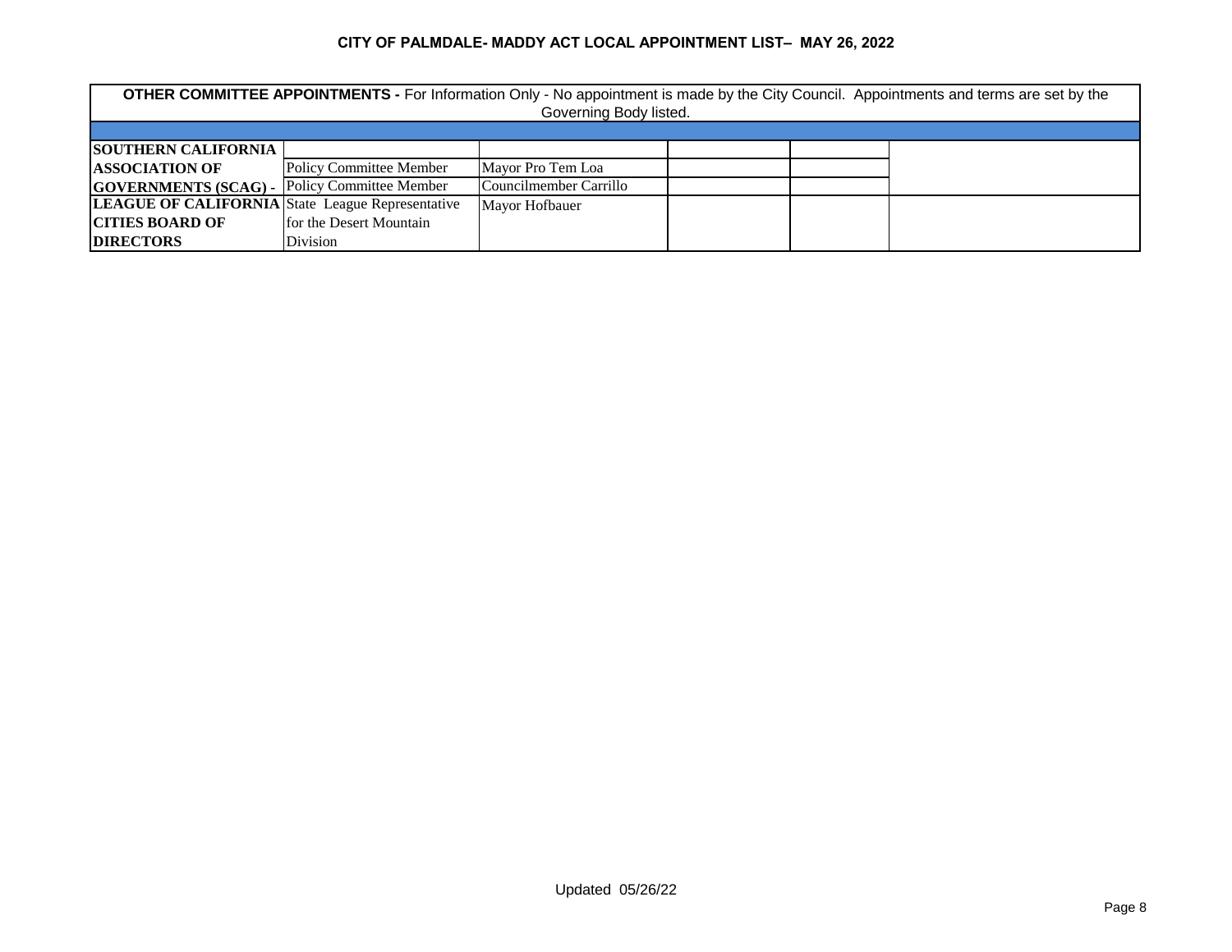**CITY OF PALMDALE- MADDY ACT LOCAL APPOINTMENT LIST– MAY 26, 2022**

**OTHER COMMITTEE APPOINTMENTS -** For Information Only - No appointment is made by the City Council. Appointments and terms are set by the Governing Body listed.

| | | | | | |
|---|---|---|---|---|---|
| **SOUTHERN CALIFORNIA ASSOCIATION OF GOVERNMENTS (SCAG) -** | | | | | |
| | Policy Committee Member | Mayor Pro Tem Loa | | | |
| | Policy Committee Member | Councilmember Carrillo | | | |
| **LEAGUE OF CALIFORNIA CITIES BOARD OF DIRECTORS** | State League Representative for the Desert Mountain Division | Mayor Hofbauer | | | |

Updated 05/26/22